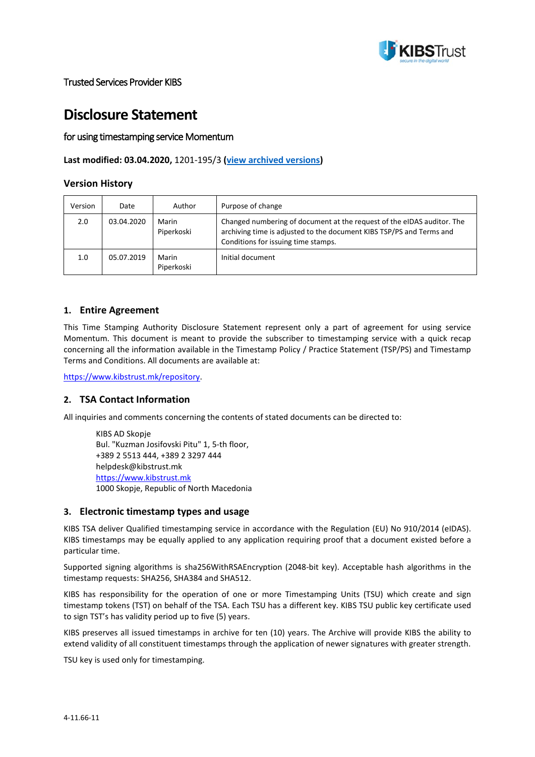Trusted Services Provider KIBS

# Disclosure Statement

for using timestamping service Momentum

**Last modified: 03.04.2020,** 1201-195/3 **(view archived versions)**

### Version History

| Version | Date | Author | Purpose of change |
|---|---|---|---|
| 2.0 | 03.04.2020 | Marin Piperkoski | Changed numbering of document at the request of the eIDAS auditor. The archiving time is adjusted to the document KIBS TSP/PS and Terms and Conditions for issuing time stamps. |
| 1.0 | 05.07.2019 | Marin Piperkoski | Initial document |

## 1. Entire Agreement

This Time Stamping Authority Disclosure Statement represent only a part of agreement for using service Momentum. This document is meant to provide the subscriber to timestamping service with a quick recap concerning all the information available in the Timestamp Policy / Practice Statement (TSP/PS) and Timestamp Terms and Conditions. All documents are available at:

https://www.kibstrust.mk/repository.

## 2. TSA Contact Information

All inquiries and comments concerning the contents of stated documents can be directed to:

KIBS AD Skopje
Bul. "Kuzman Josifovski Pitu" 1, 5-th floor,
+389 2 5513 444, +389 2 3297 444
helpdesk@kibstrust.mk
https://www.kibstrust.mk
1000 Skopje, Republic of North Macedonia

## 3. Electronic timestamp types and usage

KIBS TSA deliver Qualified timestamping service in accordance with the Regulation (EU) No 910/2014 (eIDAS). KIBS timestamps may be equally applied to any application requiring proof that a document existed before a particular time.

Supported signing algorithms is sha256WithRSAEncryption (2048-bit key). Acceptable hash algorithms in the timestamp requests: SHA256, SHA384 and SHA512.

KIBS has responsibility for the operation of one or more Timestamping Units (TSU) which create and sign timestamp tokens (TST) on behalf of the TSA. Each TSU has a different key. KIBS TSU public key certificate used to sign TST's has validity period up to five (5) years.

KIBS preserves all issued timestamps in archive for ten (10) years. The Archive will provide KIBS the ability to extend validity of all constituent timestamps through the application of newer signatures with greater strength.

TSU key is used only for timestamping.

4-11.66-11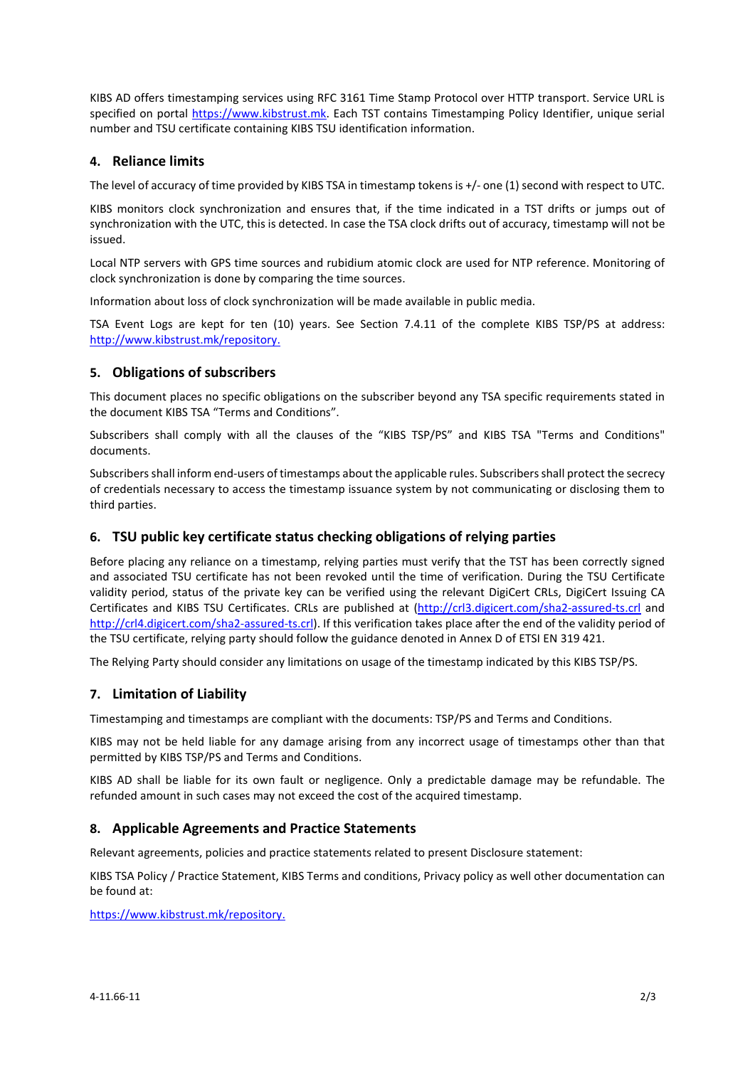KIBS AD offers timestamping services using RFC 3161 Time Stamp Protocol over HTTP transport. Service URL is specified on portal https://www.kibstrust.mk. Each TST contains Timestamping Policy Identifier, unique serial number and TSU certificate containing KIBS TSU identification information.

## 4. Reliance limits

The level of accuracy of time provided by KIBS TSA in timestamp tokens is +/- one (1) second with respect to UTC.

KIBS monitors clock synchronization and ensures that, if the time indicated in a TST drifts or jumps out of synchronization with the UTC, this is detected. In case the TSA clock drifts out of accuracy, timestamp will not be issued.

Local NTP servers with GPS time sources and rubidium atomic clock are used for NTP reference. Monitoring of clock synchronization is done by comparing the time sources.

Information about loss of clock synchronization will be made available in public media.

TSA Event Logs are kept for ten (10) years. See Section 7.4.11 of the complete KIBS TSP/PS at address: http://www.kibstrust.mk/repository.

## 5. Obligations of subscribers

This document places no specific obligations on the subscriber beyond any TSA specific requirements stated in the document KIBS TSA "Terms and Conditions".

Subscribers shall comply with all the clauses of the "KIBS TSP/PS" and KIBS TSA "Terms and Conditions" documents.

Subscribers shall inform end-users of timestamps about the applicable rules. Subscribers shall protect the secrecy of credentials necessary to access the timestamp issuance system by not communicating or disclosing them to third parties.

## 6. TSU public key certificate status checking obligations of relying parties

Before placing any reliance on a timestamp, relying parties must verify that the TST has been correctly signed and associated TSU certificate has not been revoked until the time of verification. During the TSU Certificate validity period, status of the private key can be verified using the relevant DigiCert CRLs, DigiCert Issuing CA Certificates and KIBS TSU Certificates. CRLs are published at (http://crl3.digicert.com/sha2-assured-ts.crl and http://crl4.digicert.com/sha2-assured-ts.crl). If this verification takes place after the end of the validity period of the TSU certificate, relying party should follow the guidance denoted in Annex D of ETSI EN 319 421.

The Relying Party should consider any limitations on usage of the timestamp indicated by this KIBS TSP/PS.

## 7. Limitation of Liability

Timestamping and timestamps are compliant with the documents: TSP/PS and Terms and Conditions.

KIBS may not be held liable for any damage arising from any incorrect usage of timestamps other than that permitted by KIBS TSP/PS and Terms and Conditions.

KIBS AD shall be liable for its own fault or negligence. Only a predictable damage may be refundable. The refunded amount in such cases may not exceed the cost of the acquired timestamp.

## 8. Applicable Agreements and Practice Statements

Relevant agreements, policies and practice statements related to present Disclosure statement:

KIBS TSA Policy / Practice Statement, KIBS Terms and conditions, Privacy policy as well other documentation can be found at:

https://www.kibstrust.mk/repository.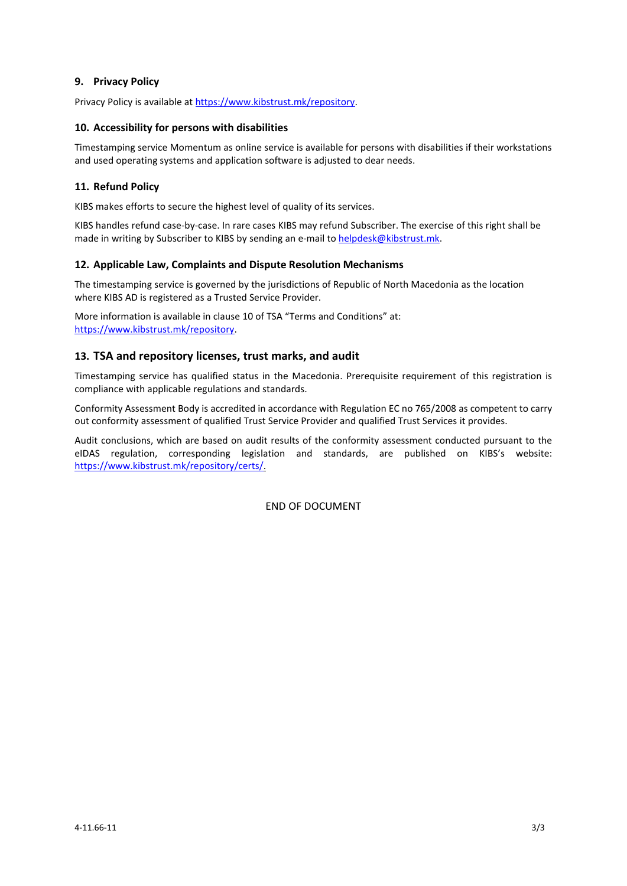## 9. Privacy Policy

Privacy Policy is available at https://www.kibstrust.mk/repository.

## 10. Accessibility for persons with disabilities

Timestamping service Momentum as online service is available for persons with disabilities if their workstations and used operating systems and application software is adjusted to dear needs.

## 11. Refund Policy

KIBS makes efforts to secure the highest level of quality of its services.

KIBS handles refund case-by-case. In rare cases KIBS may refund Subscriber. The exercise of this right shall be made in writing by Subscriber to KIBS by sending an e-mail to helpdesk@kibstrust.mk.

## 12. Applicable Law, Complaints and Dispute Resolution Mechanisms

The timestamping service is governed by the jurisdictions of Republic of North Macedonia as the location where KIBS AD is registered as a Trusted Service Provider.

More information is available in clause 10 of TSA "Terms and Conditions" at: https://www.kibstrust.mk/repository.

## 13. TSA and repository licenses, trust marks, and audit

Timestamping service has qualified status in the Macedonia. Prerequisite requirement of this registration is compliance with applicable regulations and standards.

Conformity Assessment Body is accredited in accordance with Regulation EC no 765/2008 as competent to carry out conformity assessment of qualified Trust Service Provider and qualified Trust Services it provides.

Audit conclusions, which are based on audit results of the conformity assessment conducted pursuant to the eIDAS regulation, corresponding legislation and standards, are published on KIBS's website: https://www.kibstrust.mk/repository/certs/.

END OF DOCUMENT

4-11.66-11